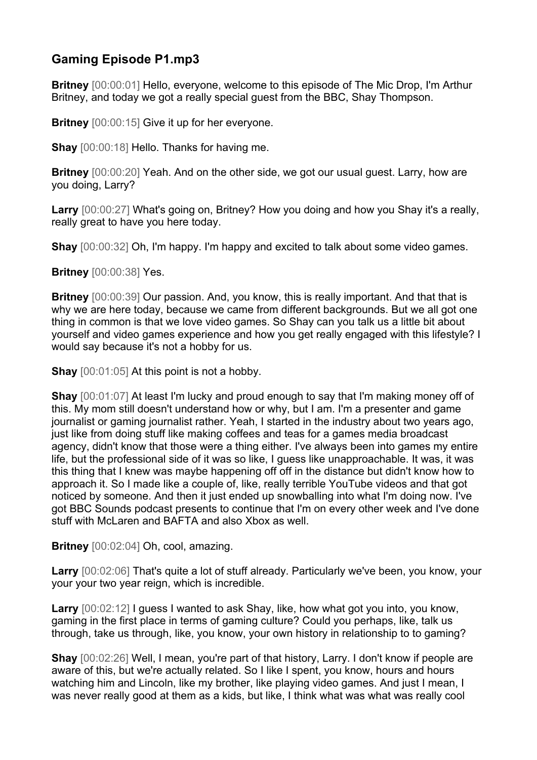## Gaming Episode P1.mp3

**Britney** [00:00:01] Hello, everyone, welcome to this episode of The Mic Drop, I'm Arthur Britney, and today we got a really special guest from the BBC, Shay Thompson.

**Britney** [00:00:15] Give it up for her everyone.

**Shay** [00:00:18] Hello. Thanks for having me.

**Britney** [00:00:20] Yeah. And on the other side, we got our usual guest. Larry, how are you doing, Larry?

**Larry** [00:00:27] What's going on, Britney? How you doing and how you Shay it's a really, really great to have you here today.

**Shay** [00:00:32] Oh, I'm happy. I'm happy and excited to talk about some video games.

**Britney** [00:00:38] Yes.

**Britney** [00:00:39] Our passion. And, you know, this is really important. And that that is why we are here today, because we came from different backgrounds. But we all got one thing in common is that we love video games. So Shay can you talk us a little bit about yourself and video games experience and how you get really engaged with this lifestyle? I would say because it's not a hobby for us.

**Shay** [00:01:05] At this point is not a hobby.

**Shay** [00:01:07] At least I'm lucky and proud enough to say that I'm making money off of this. My mom still doesn't understand how or why, but I am. I'm a presenter and game journalist or gaming journalist rather. Yeah, I started in the industry about two years ago, just like from doing stuff like making coffees and teas for a games media broadcast agency, didn't know that those were a thing either. I've always been into games my entire life, but the professional side of it was so like, I guess like unapproachable. It was, it was this thing that I knew was maybe happening off off in the distance but didn't know how to approach it. So I made like a couple of, like, really terrible YouTube videos and that got noticed by someone. And then it just ended up snowballing into what I'm doing now. I've got BBC Sounds podcast presents to continue that I'm on every other week and I've done stuff with McLaren and BAFTA and also Xbox as well.

**Britney** [00:02:04] Oh, cool, amazing.

**Larry** [00:02:06] That's quite a lot of stuff already. Particularly we've been, you know, your your your two year reign, which is incredible.

**Larry** [00:02:12] I guess I wanted to ask Shay, like, how what got you into, you know, gaming in the first place in terms of gaming culture? Could you perhaps, like, talk us through, take us through, like, you know, your own history in relationship to to gaming?

**Shay** [00:02:26] Well, I mean, you're part of that history, Larry. I don't know if people are aware of this, but we're actually related. So I like I spent, you know, hours and hours watching him and Lincoln, like my brother, like playing video games. And just I mean, I was never really good at them as a kids, but like, I think what was what was really cool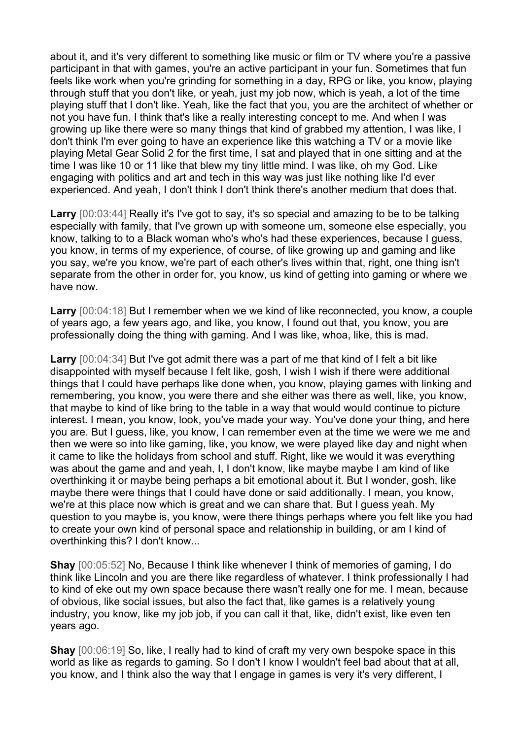about it, and it's very different to something like music or film or TV where you're a passive participant in that with games, you're an active participant in your fun. Sometimes that fun feels like work when you're grinding for something in a day, RPG or like, you know, playing through stuff that you don't like, or yeah, just my job now, which is yeah, a lot of the time playing stuff that I don't like. Yeah, like the fact that you, you are the architect of whether or not you have fun. I think that's like a really interesting concept to me. And when I was growing up like there were so many things that kind of grabbed my attention, I was like, I don't think I'm ever going to have an experience like this watching a TV or a movie like playing Metal Gear Solid 2 for the first time, I sat and played that in one sitting and at the time I was like 10 or 11 like that blew my tiny little mind. I was like, oh my God. Like engaging with politics and art and tech in this way was just like nothing like I'd ever experienced. And yeah, I don't think I don't think there's another medium that does that.

**Larry** [00:03:44] Really it's I've got to say, it's so special and amazing to be to be talking especially with family, that I've grown up with someone um, someone else especially, you know, talking to to a Black woman who's who's had these experiences, because I guess, you know, in terms of my experience, of course, of like growing up and gaming and like you say, we're you know, we're part of each other's lives within that, right, one thing isn't separate from the other in order for, you know, us kind of getting into gaming or where we have now.

**Larry** [00:04:18] But I remember when we we kind of like reconnected, you know, a couple of years ago, a few years ago, and like, you know, I found out that, you know, you are professionally doing the thing with gaming. And I was like, whoa, like, this is mad.

**Larry** [00:04:34] But I've got admit there was a part of me that kind of I felt a bit like disappointed with myself because I felt like, gosh, I wish I wish if there were additional things that I could have perhaps like done when, you know, playing games with linking and remembering, you know, you were there and she either was there as well, like, you know, that maybe to kind of like bring to the table in a way that would would continue to picture interest. I mean, you know, look, you've made your way. You've done your thing, and here you are. But I guess, like, you know, I can remember even at the time we were we me and then we were so into like gaming, like, you know, we were played like day and night when it came to like the holidays from school and stuff. Right, like we would it was everything was about the game and and yeah, I, I don't know, like maybe maybe I am kind of like overthinking it or maybe being perhaps a bit emotional about it. But I wonder, gosh, like maybe there were things that I could have done or said additionally. I mean, you know, we're at this place now which is great and we can share that. But I guess yeah. My question to you maybe is, you know, were there things perhaps where you felt like you had to create your own kind of personal space and relationship in building, or am I kind of overthinking this? I don't know...

**Shay** [00:05:52] No, Because I think like whenever I think of memories of gaming, I do think like Lincoln and you are there like regardless of whatever. I think professionally I had to kind of eke out my own space because there wasn't really one for me. I mean, because of obvious, like social issues, but also the fact that, like games is a relatively young industry, you know, like my job job, if you can call it that, like, didn't exist, like even ten years ago.

**Shay** [00:06:19] So, like, I really had to kind of craft my very own bespoke space in this world as like as regards to gaming. So I don't I know I wouldn't feel bad about that at all, you know, and I think also the way that I engage in games is very it's very different, I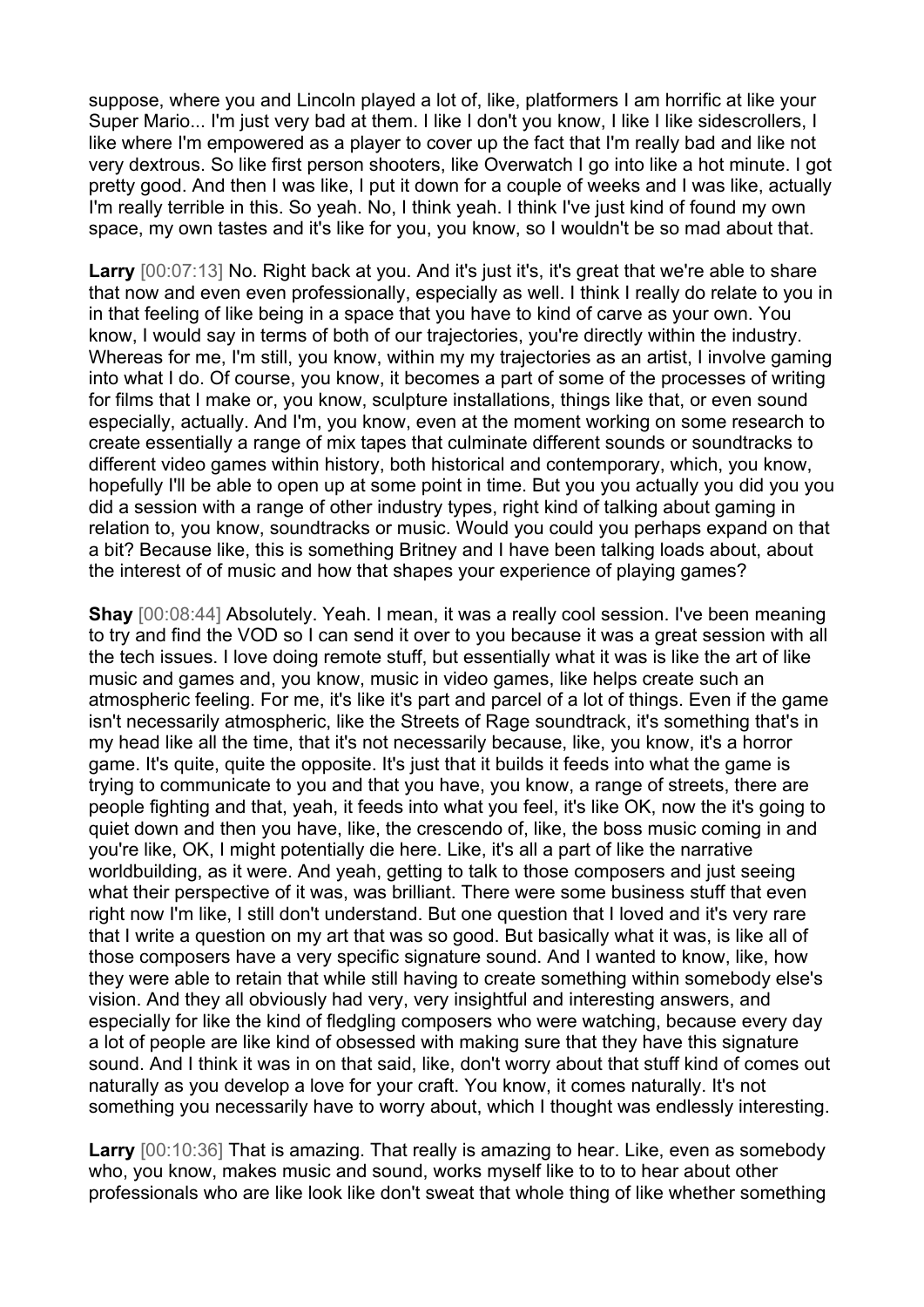suppose, where you and Lincoln played a lot of, like, platformers I am horrific at like your Super Mario... I'm just very bad at them. I like I don't you know, I like I like sidescrollers, I like where I'm empowered as a player to cover up the fact that I'm really bad and like not very dextrous. So like first person shooters, like Overwatch I go into like a hot minute. I got pretty good. And then I was like, I put it down for a couple of weeks and I was like, actually I'm really terrible in this. So yeah. No, I think yeah. I think I've just kind of found my own space, my own tastes and it's like for you, you know, so I wouldn't be so mad about that.

**Larry** [00:07:13] No. Right back at you. And it's just it's, it's great that we're able to share that now and even even professionally, especially as well. I think I really do relate to you in in that feeling of like being in a space that you have to kind of carve as your own. You know, I would say in terms of both of our trajectories, you're directly within the industry. Whereas for me, I'm still, you know, within my my trajectories as an artist, I involve gaming into what I do. Of course, you know, it becomes a part of some of the processes of writing for films that I make or, you know, sculpture installations, things like that, or even sound especially, actually. And I'm, you know, even at the moment working on some research to create essentially a range of mix tapes that culminate different sounds or soundtracks to different video games within history, both historical and contemporary, which, you know, hopefully I'll be able to open up at some point in time. But you you actually you did you you did a session with a range of other industry types, right kind of talking about gaming in relation to, you know, soundtracks or music. Would you could you perhaps expand on that a bit? Because like, this is something Britney and I have been talking loads about, about the interest of of music and how that shapes your experience of playing games?

**Shay** [00:08:44] Absolutely. Yeah. I mean, it was a really cool session. I've been meaning to try and find the VOD so I can send it over to you because it was a great session with all the tech issues. I love doing remote stuff, but essentially what it was is like the art of like music and games and, you know, music in video games, like helps create such an atmospheric feeling. For me, it's like it's part and parcel of a lot of things. Even if the game isn't necessarily atmospheric, like the Streets of Rage soundtrack, it's something that's in my head like all the time, that it's not necessarily because, like, you know, it's a horror game. It's quite, quite the opposite. It's just that it builds it feeds into what the game is trying to communicate to you and that you have, you know, a range of streets, there are people fighting and that, yeah, it feeds into what you feel, it's like OK, now the it's going to quiet down and then you have, like, the crescendo of, like, the boss music coming in and you're like, OK, I might potentially die here. Like, it's all a part of like the narrative worldbuilding, as it were. And yeah, getting to talk to those composers and just seeing what their perspective of it was, was brilliant. There were some business stuff that even right now I'm like, I still don't understand. But one question that I loved and it's very rare that I write a question on my art that was so good. But basically what it was, is like all of those composers have a very specific signature sound. And I wanted to know, like, how they were able to retain that while still having to create something within somebody else's vision. And they all obviously had very, very insightful and interesting answers, and especially for like the kind of fledgling composers who were watching, because every day a lot of people are like kind of obsessed with making sure that they have this signature sound. And I think it was in on that said, like, don't worry about that stuff kind of comes out naturally as you develop a love for your craft. You know, it comes naturally. It's not something you necessarily have to worry about, which I thought was endlessly interesting.

**Larry** [00:10:36] That is amazing. That really is amazing to hear. Like, even as somebody who, you know, makes music and sound, works myself like to to to hear about other professionals who are like look like don't sweat that whole thing of like whether something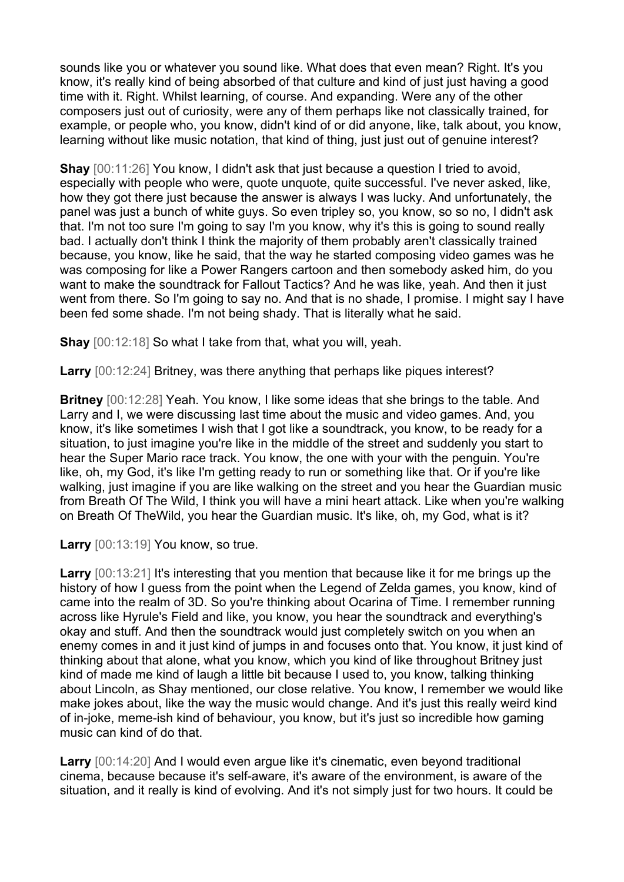sounds like you or whatever you sound like. What does that even mean? Right. It's you know, it's really kind of being absorbed of that culture and kind of just just having a good time with it. Right. Whilst learning, of course. And expanding. Were any of the other composers just out of curiosity, were any of them perhaps like not classically trained, for example, or people who, you know, didn't kind of or did anyone, like, talk about, you know, learning without like music notation, that kind of thing, just just out of genuine interest?

**Shay** [00:11:26] You know, I didn't ask that just because a question I tried to avoid, especially with people who were, quote unquote, quite successful. I've never asked, like, how they got there just because the answer is always I was lucky. And unfortunately, the panel was just a bunch of white guys. So even tripley so, you know, so so no, I didn't ask that. I'm not too sure I'm going to say I'm you know, why it's this is going to sound really bad. I actually don't think I think the majority of them probably aren't classically trained because, you know, like he said, that the way he started composing video games was he was composing for like a Power Rangers cartoon and then somebody asked him, do you want to make the soundtrack for Fallout Tactics? And he was like, yeah. And then it just went from there. So I'm going to say no. And that is no shade, I promise. I might say I have been fed some shade. I'm not being shady. That is literally what he said.

**Shay** [00:12:18] So what I take from that, what you will, yeah.

**Larry** [00:12:24] Britney, was there anything that perhaps like piques interest?

**Britney** [00:12:28] Yeah. You know, I like some ideas that she brings to the table. And Larry and I, we were discussing last time about the music and video games. And, you know, it's like sometimes I wish that I got like a soundtrack, you know, to be ready for a situation, to just imagine you're like in the middle of the street and suddenly you start to hear the Super Mario race track. You know, the one with your with the penguin. You're like, oh, my God, it's like I'm getting ready to run or something like that. Or if you're like walking, just imagine if you are like walking on the street and you hear the Guardian music from Breath Of The Wild, I think you will have a mini heart attack. Like when you're walking on Breath Of TheWild, you hear the Guardian music. It's like, oh, my God, what is it?

**Larry** [00:13:19] You know, so true.

**Larry** [00:13:21] It's interesting that you mention that because like it for me brings up the history of how I guess from the point when the Legend of Zelda games, you know, kind of came into the realm of 3D. So you're thinking about Ocarina of Time. I remember running across like Hyrule's Field and like, you know, you hear the soundtrack and everything's okay and stuff. And then the soundtrack would just completely switch on you when an enemy comes in and it just kind of jumps in and focuses onto that. You know, it just kind of thinking about that alone, what you know, which you kind of like throughout Britney just kind of made me kind of laugh a little bit because I used to, you know, talking thinking about Lincoln, as Shay mentioned, our close relative. You know, I remember we would like make jokes about, like the way the music would change. And it's just this really weird kind of in-joke, meme-ish kind of behaviour, you know, but it's just so incredible how gaming music can kind of do that.

**Larry** [00:14:20] And I would even argue like it's cinematic, even beyond traditional cinema, because because it's self-aware, it's aware of the environment, is aware of the situation, and it really is kind of evolving. And it's not simply just for two hours. It could be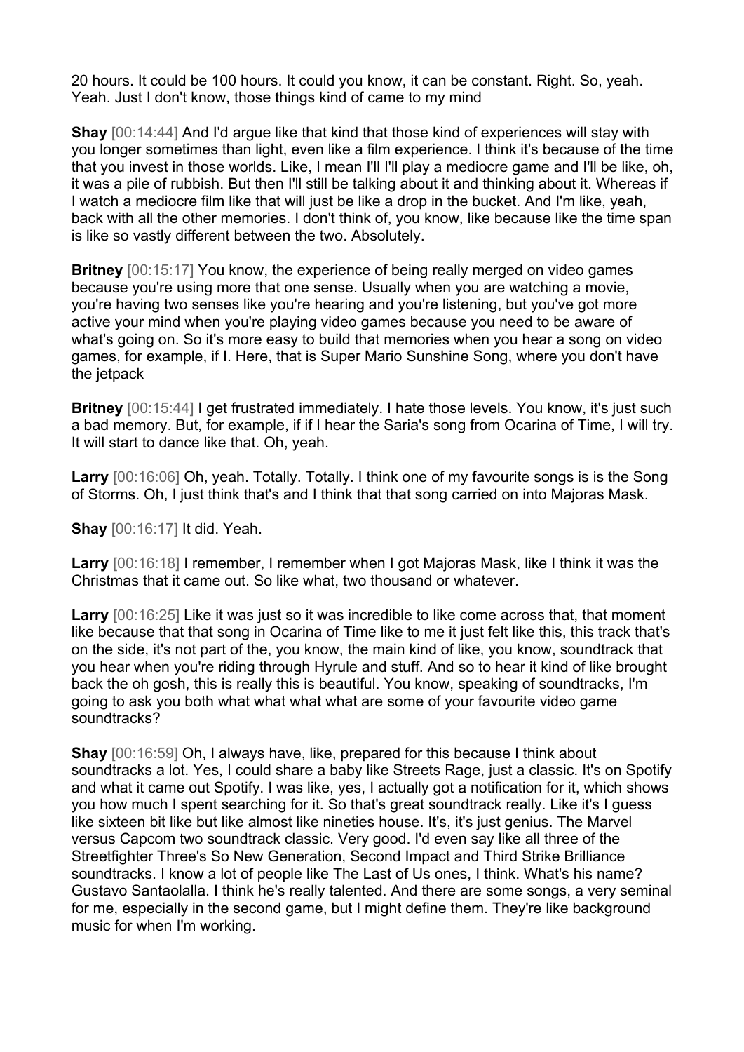20 hours. It could be 100 hours. It could you know, it can be constant. Right. So, yeah. Yeah. Just I don't know, those things kind of came to my mind

**Shay** [00:14:44] And I'd argue like that kind that those kind of experiences will stay with you longer sometimes than light, even like a film experience. I think it's because of the time that you invest in those worlds. Like, I mean I'll I'll play a mediocre game and I'll be like, oh, it was a pile of rubbish. But then I'll still be talking about it and thinking about it. Whereas if I watch a mediocre film like that will just be like a drop in the bucket. And I'm like, yeah, back with all the other memories. I don't think of, you know, like because like the time span is like so vastly different between the two. Absolutely.

**Britney** [00:15:17] You know, the experience of being really merged on video games because you're using more that one sense. Usually when you are watching a movie, you're having two senses like you're hearing and you're listening, but you've got more active your mind when you're playing video games because you need to be aware of what's going on. So it's more easy to build that memories when you hear a song on video games, for example, if I. Here, that is Super Mario Sunshine Song, where you don't have the jetpack

**Britney** [00:15:44] I get frustrated immediately. I hate those levels. You know, it's just such a bad memory. But, for example, if if I hear the Saria's song from Ocarina of Time, I will try. It will start to dance like that. Oh, yeah.

**Larry** [00:16:06] Oh, yeah. Totally. Totally. I think one of my favourite songs is is the Song of Storms. Oh, I just think that's and I think that that song carried on into Majoras Mask.

**Shay** [00:16:17] It did. Yeah.

**Larry** [00:16:18] I remember, I remember when I got Majoras Mask, like I think it was the Christmas that it came out. So like what, two thousand or whatever.

**Larry** [00:16:25] Like it was just so it was incredible to like come across that, that moment like because that that song in Ocarina of Time like to me it just felt like this, this track that's on the side, it's not part of the, you know, the main kind of like, you know, soundtrack that you hear when you're riding through Hyrule and stuff. And so to hear it kind of like brought back the oh gosh, this is really this is beautiful. You know, speaking of soundtracks, I'm going to ask you both what what what what are some of your favourite video game soundtracks?

**Shay** [00:16:59] Oh, I always have, like, prepared for this because I think about soundtracks a lot. Yes, I could share a baby like Streets Rage, just a classic. It's on Spotify and what it came out Spotify. I was like, yes, I actually got a notification for it, which shows you how much I spent searching for it. So that's great soundtrack really. Like it's I guess like sixteen bit like but like almost like nineties house. It's, it's just genius. The Marvel versus Capcom two soundtrack classic. Very good. I'd even say like all three of the Streetfighter Three's So New Generation, Second Impact and Third Strike Brilliance soundtracks. I know a lot of people like The Last of Us ones, I think. What's his name? Gustavo Santaolalla. I think he's really talented. And there are some songs, a very seminal for me, especially in the second game, but I might define them. They're like background music for when I'm working.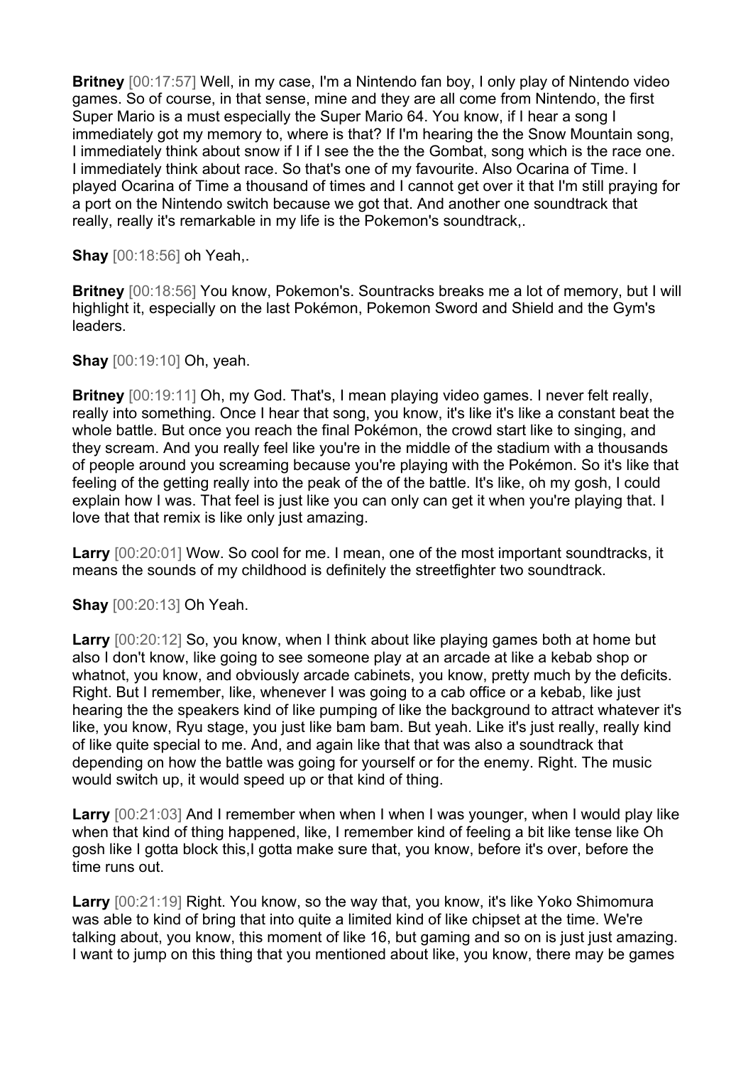**Britney** [00:17:57] Well, in my case, I'm a Nintendo fan boy, I only play of Nintendo video games. So of course, in that sense, mine and they are all come from Nintendo, the first Super Mario is a must especially the Super Mario 64. You know, if I hear a song I immediately got my memory to, where is that? If I'm hearing the the Snow Mountain song, I immediately think about snow if I if I see the the the Gombat, song which is the race one. I immediately think about race. So that's one of my favourite. Also Ocarina of Time. I played Ocarina of Time a thousand of times and I cannot get over it that I'm still praying for a port on the Nintendo switch because we got that. And another one soundtrack that really, really it's remarkable in my life is the Pokemon's soundtrack,.

**Shay** [00:18:56] oh Yeah,.

**Britney** [00:18:56] You know, Pokemon's. Sountracks breaks me a lot of memory, but I will highlight it, especially on the last Pokémon, Pokemon Sword and Shield and the Gym's leaders.

**Shay** [00:19:10] Oh, yeah.

**Britney** [00:19:11] Oh, my God. That's, I mean playing video games. I never felt really, really into something. Once I hear that song, you know, it's like it's like a constant beat the whole battle. But once you reach the final Pokémon, the crowd start like to singing, and they scream. And you really feel like you're in the middle of the stadium with a thousands of people around you screaming because you're playing with the Pokémon. So it's like that feeling of the getting really into the peak of the of the battle. It's like, oh my gosh, I could explain how I was. That feel is just like you can only can get it when you're playing that. I love that that remix is like only just amazing.

**Larry** [00:20:01] Wow. So cool for me. I mean, one of the most important soundtracks, it means the sounds of my childhood is definitely the streetfighter two soundtrack.

**Shay** [00:20:13] Oh Yeah.

**Larry** [00:20:12] So, you know, when I think about like playing games both at home but also I don't know, like going to see someone play at an arcade at like a kebab shop or whatnot, you know, and obviously arcade cabinets, you know, pretty much by the deficits. Right. But I remember, like, whenever I was going to a cab office or a kebab, like just hearing the the speakers kind of like pumping of like the background to attract whatever it's like, you know, Ryu stage, you just like bam bam. But yeah. Like it's just really, really kind of like quite special to me. And, and again like that that was also a soundtrack that depending on how the battle was going for yourself or for the enemy. Right. The music would switch up, it would speed up or that kind of thing.

**Larry** [00:21:03] And I remember when when I when I was younger, when I would play like when that kind of thing happened, like, I remember kind of feeling a bit like tense like Oh gosh like I gotta block this,I gotta make sure that, you know, before it's over, before the time runs out.

**Larry** [00:21:19] Right. You know, so the way that, you know, it's like Yoko Shimomura was able to kind of bring that into quite a limited kind of like chipset at the time. We're talking about, you know, this moment of like 16, but gaming and so on is just just amazing. I want to jump on this thing that you mentioned about like, you know, there may be games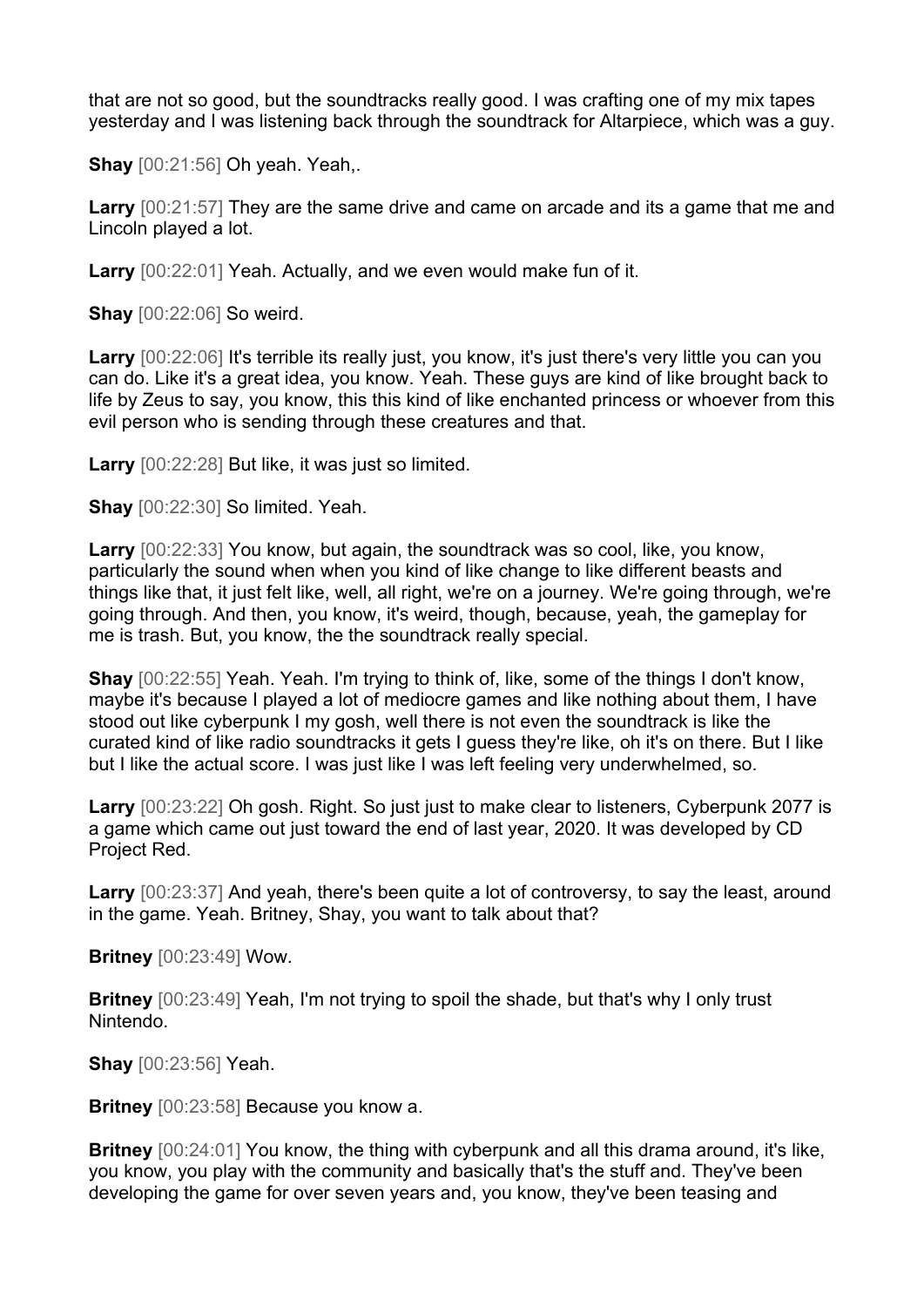that are not so good, but the soundtracks really good. I was crafting one of my mix tapes yesterday and I was listening back through the soundtrack for Altarpiece, which was a guy.

**Shay** [00:21:56] Oh yeah. Yeah,.

**Larry** [00:21:57] They are the same drive and came on arcade and its a game that me and Lincoln played a lot.

**Larry** [00:22:01] Yeah. Actually, and we even would make fun of it.

**Shay** [00:22:06] So weird.

**Larry** [00:22:06] It's terrible its really just, you know, it's just there's very little you can you can do. Like it's a great idea, you know. Yeah. These guys are kind of like brought back to life by Zeus to say, you know, this this kind of like enchanted princess or whoever from this evil person who is sending through these creatures and that.

**Larry** [00:22:28] But like, it was just so limited.

**Shay** [00:22:30] So limited. Yeah.

**Larry** [00:22:33] You know, but again, the soundtrack was so cool, like, you know, particularly the sound when when you kind of like change to like different beasts and things like that, it just felt like, well, all right, we're on a journey. We're going through, we're going through. And then, you know, it's weird, though, because, yeah, the gameplay for me is trash. But, you know, the the soundtrack really special.

**Shay** [00:22:55] Yeah. Yeah. I'm trying to think of, like, some of the things I don't know, maybe it's because I played a lot of mediocre games and like nothing about them, I have stood out like cyberpunk I my gosh, well there is not even the soundtrack is like the curated kind of like radio soundtracks it gets I guess they're like, oh it's on there. But I like but I like the actual score. I was just like I was left feeling very underwhelmed, so.

**Larry** [00:23:22] Oh gosh. Right. So just just to make clear to listeners, Cyberpunk 2077 is a game which came out just toward the end of last year, 2020. It was developed by CD Project Red.

**Larry** [00:23:37] And yeah, there's been quite a lot of controversy, to say the least, around in the game. Yeah. Britney, Shay, you want to talk about that?

**Britney** [00:23:49] Wow.

**Britney** [00:23:49] Yeah, I'm not trying to spoil the shade, but that's why I only trust Nintendo.

**Shay** [00:23:56] Yeah.

**Britney** [00:23:58] Because you know a.

**Britney** [00:24:01] You know, the thing with cyberpunk and all this drama around, it's like, you know, you play with the community and basically that's the stuff and. They've been developing the game for over seven years and, you know, they've been teasing and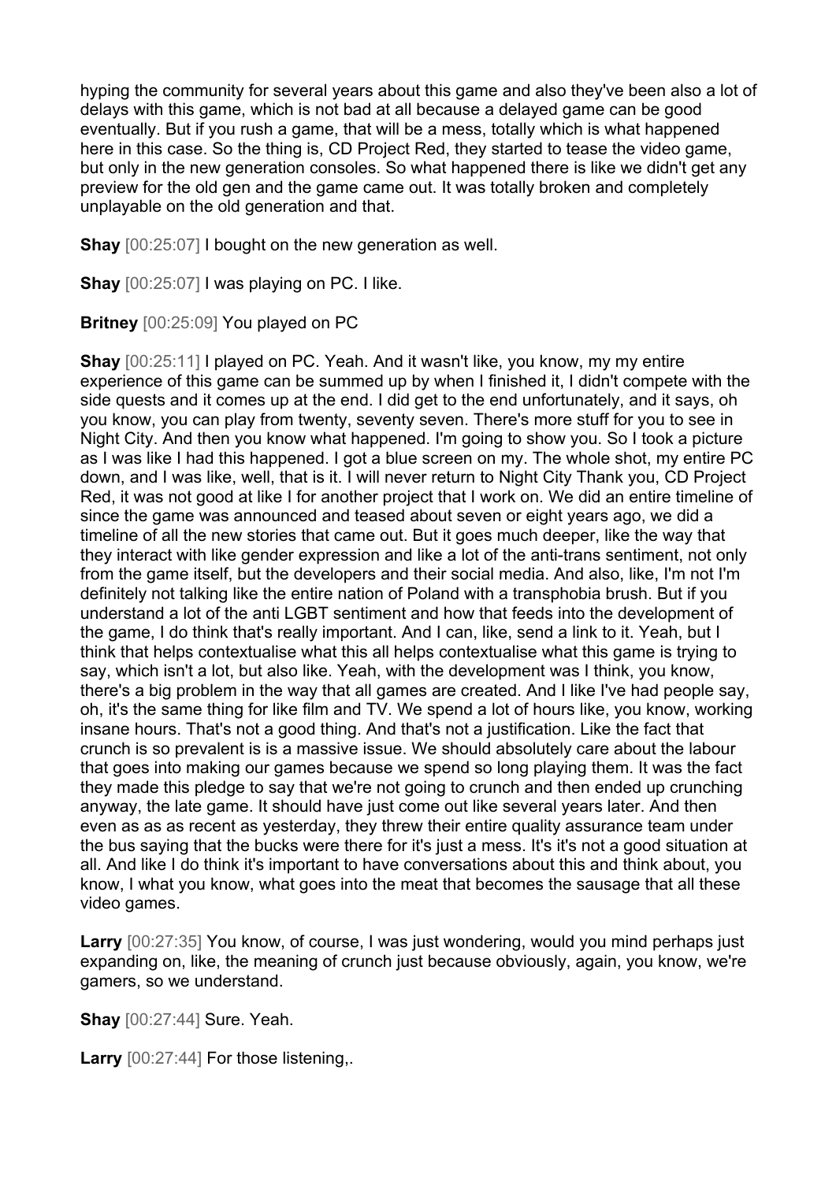hyping the community for several years about this game and also they've been also a lot of delays with this game, which is not bad at all because a delayed game can be good eventually. But if you rush a game, that will be a mess, totally which is what happened here in this case. So the thing is, CD Project Red, they started to tease the video game, but only in the new generation consoles. So what happened there is like we didn't get any preview for the old gen and the game came out. It was totally broken and completely unplayable on the old generation and that.

**Shay** [00:25:07] I bought on the new generation as well.

**Shay** [00:25:07] I was playing on PC. I like.

**Britney** [00:25:09] You played on PC

**Shay** [00:25:11] I played on PC. Yeah. And it wasn't like, you know, my my entire experience of this game can be summed up by when I finished it, I didn't compete with the side quests and it comes up at the end. I did get to the end unfortunately, and it says, oh you know, you can play from twenty, seventy seven. There's more stuff for you to see in Night City. And then you know what happened. I'm going to show you. So I took a picture as I was like I had this happened. I got a blue screen on my. The whole shot, my entire PC down, and I was like, well, that is it. I will never return to Night City Thank you, CD Project Red, it was not good at like I for another project that I work on. We did an entire timeline of since the game was announced and teased about seven or eight years ago, we did a timeline of all the new stories that came out. But it goes much deeper, like the way that they interact with like gender expression and like a lot of the anti-trans sentiment, not only from the game itself, but the developers and their social media. And also, like, I'm not I'm definitely not talking like the entire nation of Poland with a transphobia brush. But if you understand a lot of the anti LGBT sentiment and how that feeds into the development of the game, I do think that's really important. And I can, like, send a link to it. Yeah, but I think that helps contextualise what this all helps contextualise what this game is trying to say, which isn't a lot, but also like. Yeah, with the development was I think, you know, there's a big problem in the way that all games are created. And I like I've had people say, oh, it's the same thing for like film and TV. We spend a lot of hours like, you know, working insane hours. That's not a good thing. And that's not a justification. Like the fact that crunch is so prevalent is is a massive issue. We should absolutely care about the labour that goes into making our games because we spend so long playing them. It was the fact they made this pledge to say that we're not going to crunch and then ended up crunching anyway, the late game. It should have just come out like several years later. And then even as as as recent as yesterday, they threw their entire quality assurance team under the bus saying that the bucks were there for it's just a mess. It's it's not a good situation at all. And like I do think it's important to have conversations about this and think about, you know, I what you know, what goes into the meat that becomes the sausage that all these video games.

**Larry** [00:27:35] You know, of course, I was just wondering, would you mind perhaps just expanding on, like, the meaning of crunch just because obviously, again, you know, we're gamers, so we understand.

**Shay** [00:27:44] Sure. Yeah.

**Larry** [00:27:44] For those listening,.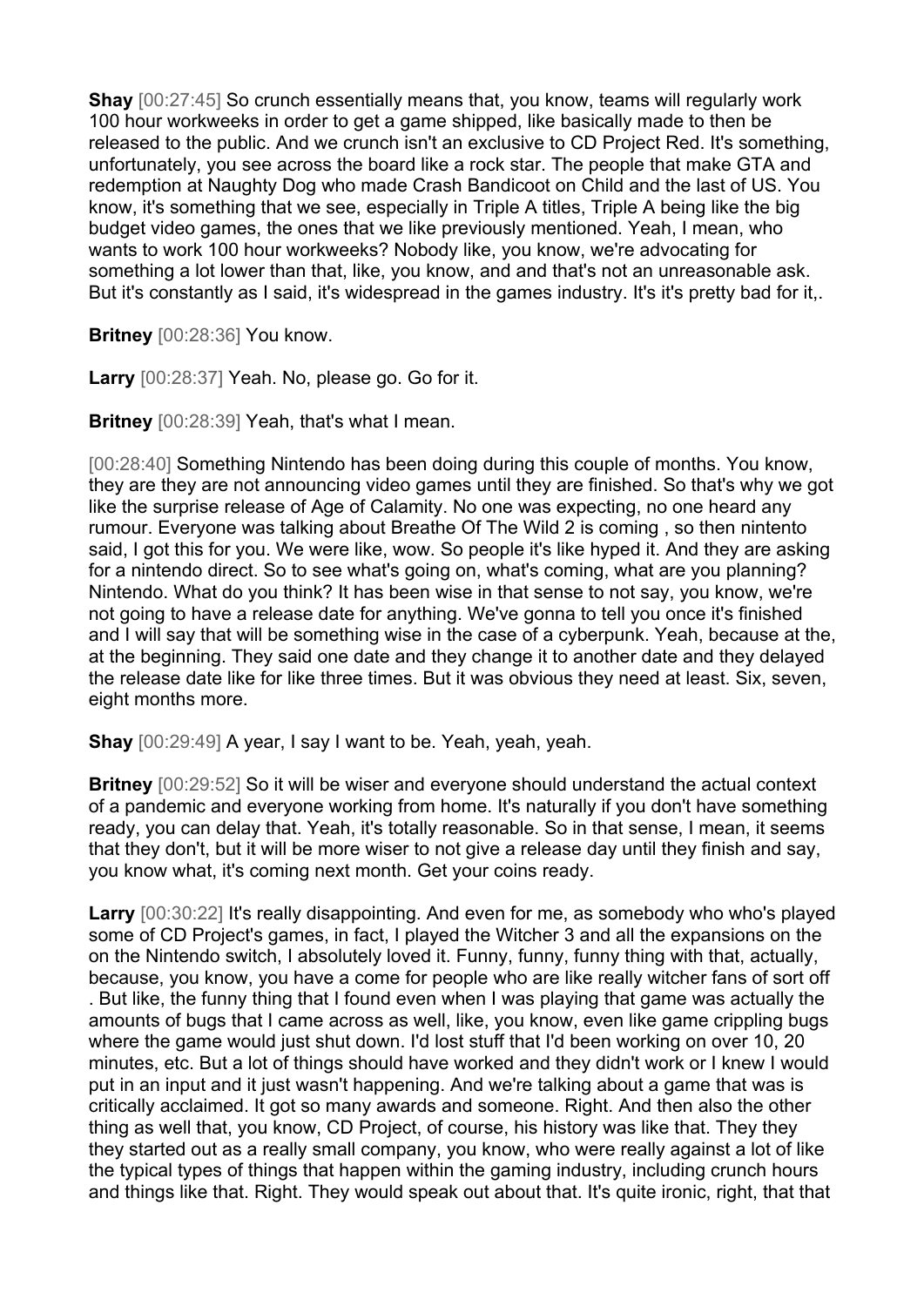**Shay** [00:27:45] So crunch essentially means that, you know, teams will regularly work 100 hour workweeks in order to get a game shipped, like basically made to then be released to the public. And we crunch isn't an exclusive to CD Project Red. It's something, unfortunately, you see across the board like a rock star. The people that make GTA and redemption at Naughty Dog who made Crash Bandicoot on Child and the last of US. You know, it's something that we see, especially in Triple A titles, Triple A being like the big budget video games, the ones that we like previously mentioned. Yeah, I mean, who wants to work 100 hour workweeks? Nobody like, you know, we're advocating for something a lot lower than that, like, you know, and and that's not an unreasonable ask. But it's constantly as I said, it's widespread in the games industry. It's it's pretty bad for it,.

**Britney** [00:28:36] You know.

**Larry** [00:28:37] Yeah. No, please go. Go for it.

**Britney** [00:28:39] Yeah, that's what I mean.

[00:28:40] Something Nintendo has been doing during this couple of months. You know, they are they are not announcing video games until they are finished. So that's why we got like the surprise release of Age of Calamity. No one was expecting, no one heard any rumour. Everyone was talking about Breathe Of The Wild 2 is coming , so then nintento said, I got this for you. We were like, wow. So people it's like hyped it. And they are asking for a nintendo direct. So to see what's going on, what's coming, what are you planning? Nintendo. What do you think? It has been wise in that sense to not say, you know, we're not going to have a release date for anything. We've gonna to tell you once it's finished and I will say that will be something wise in the case of a cyberpunk. Yeah, because at the, at the beginning. They said one date and they change it to another date and they delayed the release date like for like three times. But it was obvious they need at least. Six, seven, eight months more.

**Shay** [00:29:49] A year, I say I want to be. Yeah, yeah, yeah.

**Britney** [00:29:52] So it will be wiser and everyone should understand the actual context of a pandemic and everyone working from home. It's naturally if you don't have something ready, you can delay that. Yeah, it's totally reasonable. So in that sense, I mean, it seems that they don't, but it will be more wiser to not give a release day until they finish and say, you know what, it's coming next month. Get your coins ready.

**Larry** [00:30:22] It's really disappointing. And even for me, as somebody who who's played some of CD Project's games, in fact, I played the Witcher 3 and all the expansions on the on the Nintendo switch, I absolutely loved it. Funny, funny, funny thing with that, actually, because, you know, you have a come for people who are like really witcher fans of sort off . But like, the funny thing that I found even when I was playing that game was actually the amounts of bugs that I came across as well, like, you know, even like game crippling bugs where the game would just shut down. I'd lost stuff that I'd been working on over 10, 20 minutes, etc. But a lot of things should have worked and they didn't work or I knew I would put in an input and it just wasn't happening. And we're talking about a game that was is critically acclaimed. It got so many awards and someone. Right. And then also the other thing as well that, you know, CD Project, of course, his history was like that. They they they started out as a really small company, you know, who were really against a lot of like the typical types of things that happen within the gaming industry, including crunch hours and things like that. Right. They would speak out about that. It's quite ironic, right, that that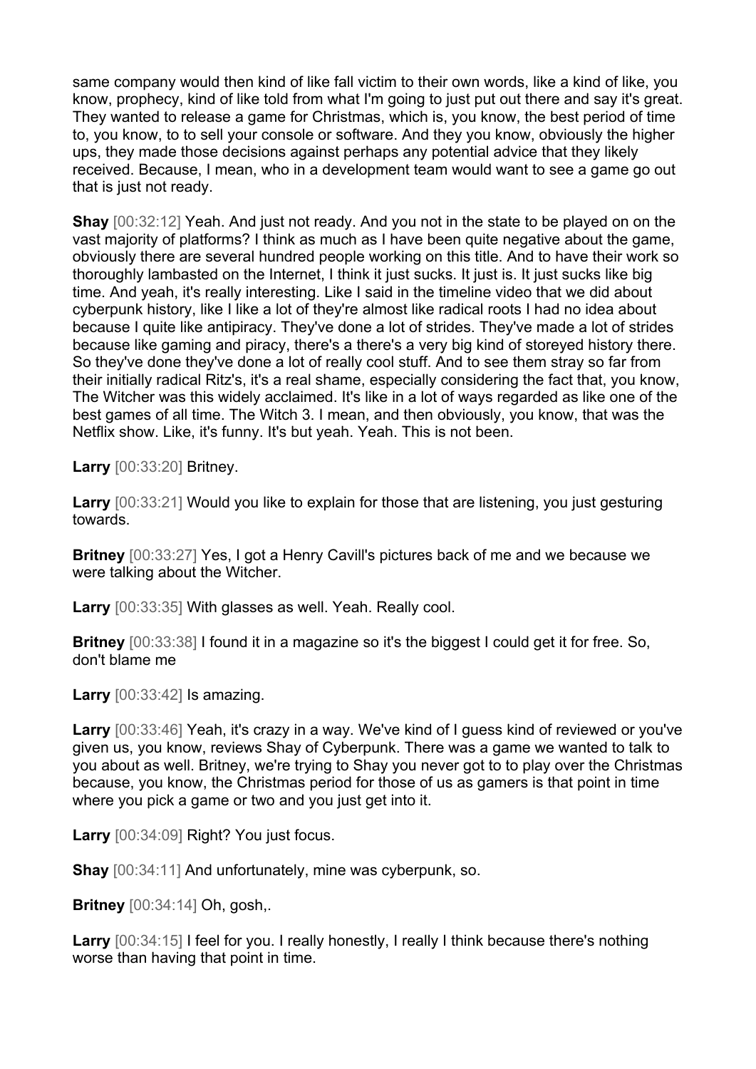same company would then kind of like fall victim to their own words, like a kind of like, you know, prophecy, kind of like told from what I'm going to just put out there and say it's great. They wanted to release a game for Christmas, which is, you know, the best period of time to, you know, to to sell your console or software. And they you know, obviously the higher ups, they made those decisions against perhaps any potential advice that they likely received. Because, I mean, who in a development team would want to see a game go out that is just not ready.

**Shay** [00:32:12] Yeah. And just not ready. And you not in the state to be played on on the vast majority of platforms? I think as much as I have been quite negative about the game, obviously there are several hundred people working on this title. And to have their work so thoroughly lambasted on the Internet, I think it just sucks. It just is. It just sucks like big time. And yeah, it's really interesting. Like I said in the timeline video that we did about cyberpunk history, like I like a lot of they're almost like radical roots I had no idea about because I quite like antipiracy. They've done a lot of strides. They've made a lot of strides because like gaming and piracy, there's a there's a very big kind of storeyed history there. So they've done they've done a lot of really cool stuff. And to see them stray so far from their initially radical Ritz's, it's a real shame, especially considering the fact that, you know, The Witcher was this widely acclaimed. It's like in a lot of ways regarded as like one of the best games of all time. The Witch 3. I mean, and then obviously, you know, that was the Netflix show. Like, it's funny. It's but yeah. Yeah. This is not been.

**Larry** [00:33:20] Britney.

**Larry** [00:33:21] Would you like to explain for those that are listening, you just gesturing towards.

**Britney** [00:33:27] Yes, I got a Henry Cavill's pictures back of me and we because we were talking about the Witcher.

**Larry** [00:33:35] With glasses as well. Yeah. Really cool.

**Britney** [00:33:38] I found it in a magazine so it's the biggest I could get it for free. So, don't blame me

**Larry** [00:33:42] Is amazing.

**Larry** [00:33:46] Yeah, it's crazy in a way. We've kind of I guess kind of reviewed or you've given us, you know, reviews Shay of Cyberpunk. There was a game we wanted to talk to you about as well. Britney, we're trying to Shay you never got to to play over the Christmas because, you know, the Christmas period for those of us as gamers is that point in time where you pick a game or two and you just get into it.

**Larry** [00:34:09] Right? You just focus.

**Shay** [00:34:11] And unfortunately, mine was cyberpunk, so.

**Britney** [00:34:14] Oh, gosh,.

**Larry** [00:34:15] I feel for you. I really honestly, I really I think because there's nothing worse than having that point in time.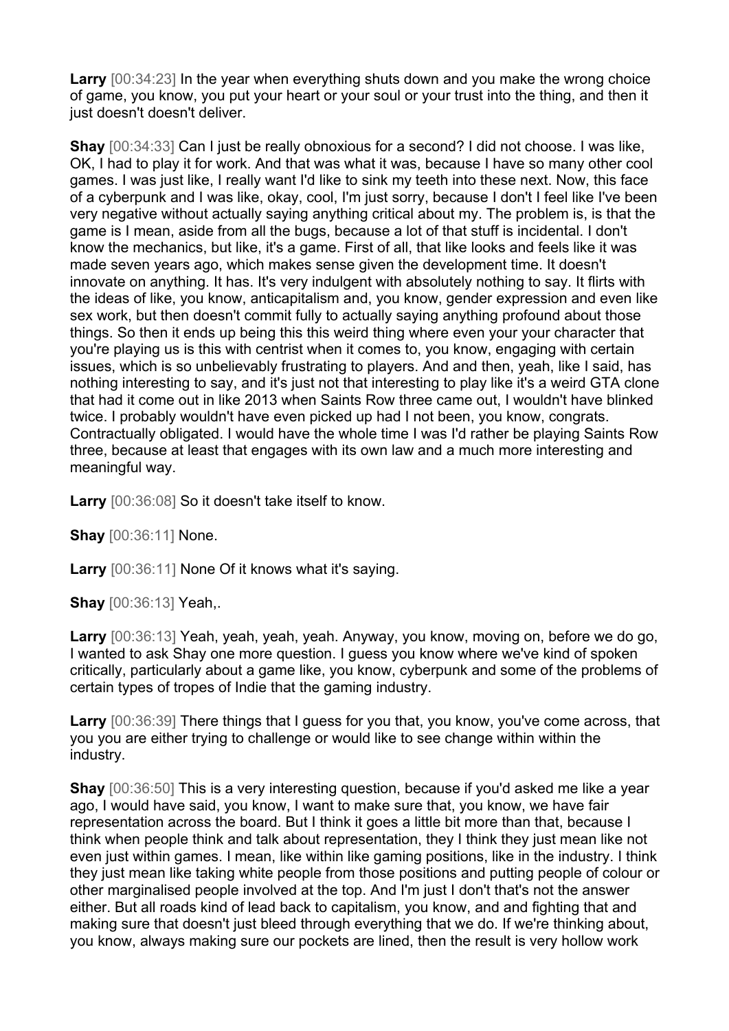**Larry** [00:34:23] In the year when everything shuts down and you make the wrong choice of game, you know, you put your heart or your soul or your trust into the thing, and then it just doesn't doesn't deliver.

**Shay** [00:34:33] Can I just be really obnoxious for a second? I did not choose. I was like, OK, I had to play it for work. And that was what it was, because I have so many other cool games. I was just like, I really want I'd like to sink my teeth into these next. Now, this face of a cyberpunk and I was like, okay, cool, I'm just sorry, because I don't I feel like I've been very negative without actually saying anything critical about my. The problem is, is that the game is I mean, aside from all the bugs, because a lot of that stuff is incidental. I don't know the mechanics, but like, it's a game. First of all, that like looks and feels like it was made seven years ago, which makes sense given the development time. It doesn't innovate on anything. It has. It's very indulgent with absolutely nothing to say. It flirts with the ideas of like, you know, anticapitalism and, you know, gender expression and even like sex work, but then doesn't commit fully to actually saying anything profound about those things. So then it ends up being this this weird thing where even your your character that you're playing us is this with centrist when it comes to, you know, engaging with certain issues, which is so unbelievably frustrating to players. And and then, yeah, like I said, has nothing interesting to say, and it's just not that interesting to play like it's a weird GTA clone that had it come out in like 2013 when Saints Row three came out, I wouldn't have blinked twice. I probably wouldn't have even picked up had I not been, you know, congrats. Contractually obligated. I would have the whole time I was I'd rather be playing Saints Row three, because at least that engages with its own law and a much more interesting and meaningful way.

**Larry** [00:36:08] So it doesn't take itself to know.

**Shay** [00:36:11] None.

**Larry** [00:36:11] None Of it knows what it's saying.

**Shay** [00:36:13] Yeah,.

**Larry** [00:36:13] Yeah, yeah, yeah, yeah. Anyway, you know, moving on, before we do go, I wanted to ask Shay one more question. I guess you know where we've kind of spoken critically, particularly about a game like, you know, cyberpunk and some of the problems of certain types of tropes of Indie that the gaming industry.

**Larry** [00:36:39] There things that I guess for you that, you know, you've come across, that you you are either trying to challenge or would like to see change within within the industry.

**Shay** [00:36:50] This is a very interesting question, because if you'd asked me like a year ago, I would have said, you know, I want to make sure that, you know, we have fair representation across the board. But I think it goes a little bit more than that, because I think when people think and talk about representation, they I think they just mean like not even just within games. I mean, like within like gaming positions, like in the industry. I think they just mean like taking white people from those positions and putting people of colour or other marginalised people involved at the top. And I'm just I don't that's not the answer either. But all roads kind of lead back to capitalism, you know, and and fighting that and making sure that doesn't just bleed through everything that we do. If we're thinking about, you know, always making sure our pockets are lined, then the result is very hollow work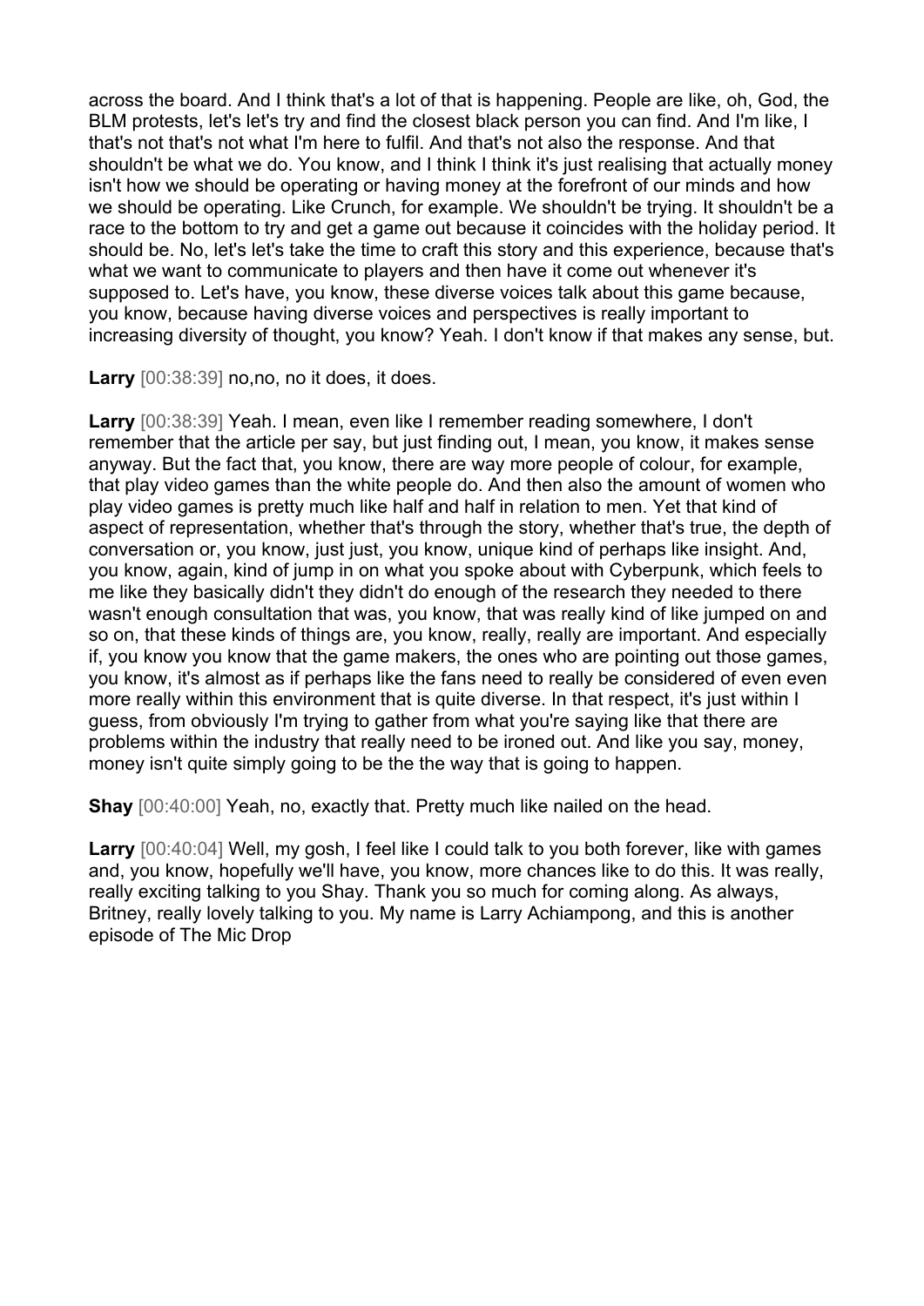across the board. And I think that's a lot of that is happening. People are like, oh, God, the BLM protests, let's let's try and find the closest black person you can find. And I'm like, I that's not that's not what I'm here to fulfil. And that's not also the response. And that shouldn't be what we do. You know, and I think I think it's just realising that actually money isn't how we should be operating or having money at the forefront of our minds and how we should be operating. Like Crunch, for example. We shouldn't be trying. It shouldn't be a race to the bottom to try and get a game out because it coincides with the holiday period. It should be. No, let's let's take the time to craft this story and this experience, because that's what we want to communicate to players and then have it come out whenever it's supposed to. Let's have, you know, these diverse voices talk about this game because, you know, because having diverse voices and perspectives is really important to increasing diversity of thought, you know? Yeah. I don't know if that makes any sense, but.

**Larry** [00:38:39] no,no, no it does, it does.

**Larry** [00:38:39] Yeah. I mean, even like I remember reading somewhere, I don't remember that the article per say, but just finding out, I mean, you know, it makes sense anyway. But the fact that, you know, there are way more people of colour, for example, that play video games than the white people do. And then also the amount of women who play video games is pretty much like half and half in relation to men. Yet that kind of aspect of representation, whether that's through the story, whether that's true, the depth of conversation or, you know, just just, you know, unique kind of perhaps like insight. And, you know, again, kind of jump in on what you spoke about with Cyberpunk, which feels to me like they basically didn't they didn't do enough of the research they needed to there wasn't enough consultation that was, you know, that was really kind of like jumped on and so on, that these kinds of things are, you know, really, really are important. And especially if, you know you know that the game makers, the ones who are pointing out those games, you know, it's almost as if perhaps like the fans need to really be considered of even even more really within this environment that is quite diverse. In that respect, it's just within I guess, from obviously I'm trying to gather from what you're saying like that there are problems within the industry that really need to be ironed out. And like you say, money, money isn't quite simply going to be the the way that is going to happen.

**Shay** [00:40:00] Yeah, no, exactly that. Pretty much like nailed on the head.

**Larry** [00:40:04] Well, my gosh, I feel like I could talk to you both forever, like with games and, you know, hopefully we'll have, you know, more chances like to do this. It was really, really exciting talking to you Shay. Thank you so much for coming along. As always, Britney, really lovely talking to you. My name is Larry Achiampong, and this is another episode of The Mic Drop